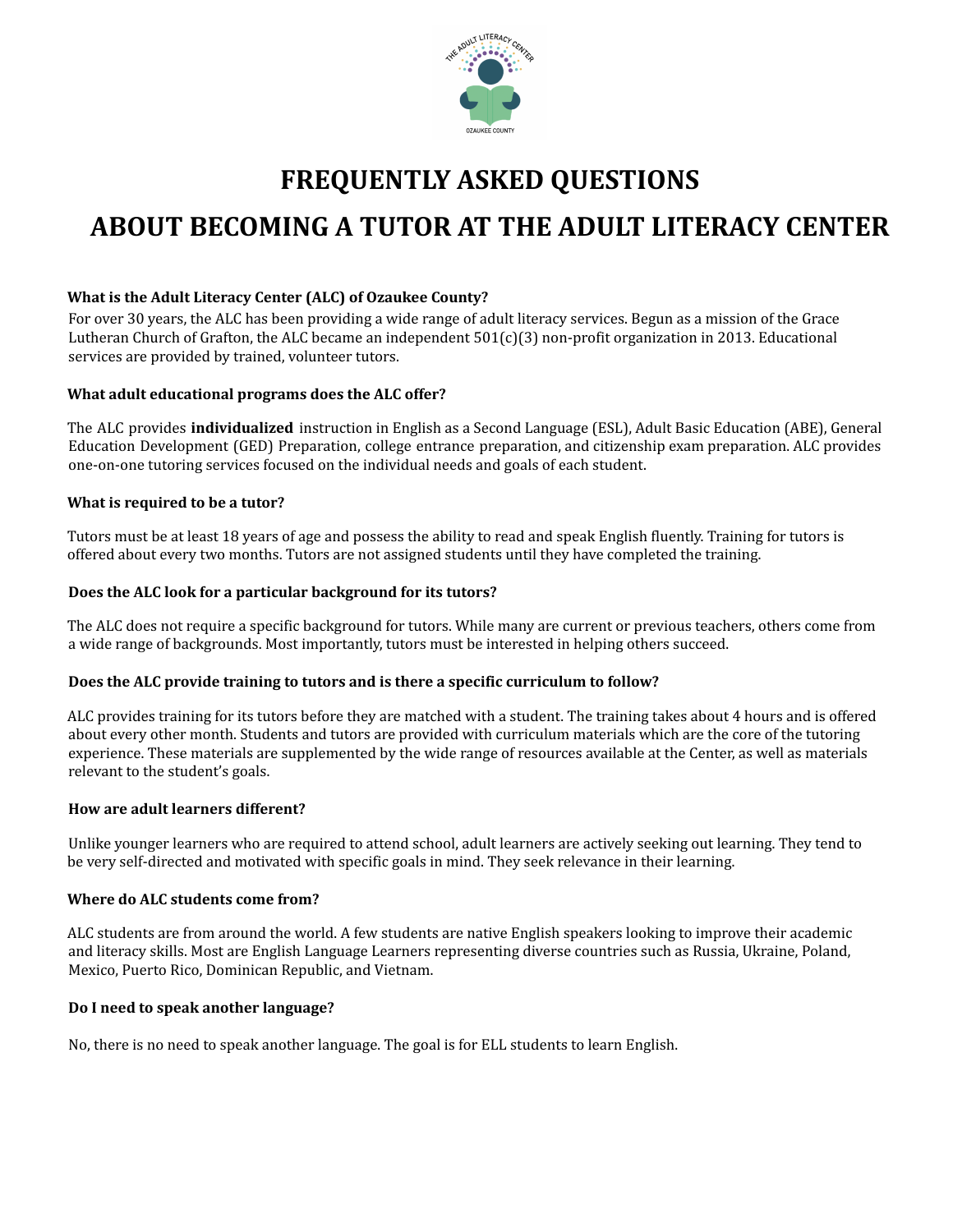# FREQUENTLY ASKED QUESTIONS

# ABOUT BECOMING A TUTOR AT THE ADULT LITERACY CENTER

**What is the Adult Literacy Center (ALC) of Ozaukee County?**

For over 30 years, the ALC has been providing a wide range of adult literacy services. Begun as a mission of the Grace Lutheran Church of Grafton, the ALC became an independent 501(c)(3) non-profit organization in 2013. Educational services are provided by trained, volunteer tutors.

**What adult educational programs does the ALC offer?**

The ALC provides **individualized** instruction in English as a Second Language (ESL), Adult Basic Education (ABE), General Education Development (GED) Preparation, college entrance preparation, and citizenship exam preparation. ALC provides one-on-one tutoring services focused on the individual needs and goals of each student.

**What is required to be a tutor?**

Tutors must be at least 18 years of age and possess the ability to read and speak English fluently. Training for tutors is offered about every two months. Tutors are not assigned students until they have completed the training.

**Does the ALC look for a particular background for its tutors?**

The ALC does not require a specific background for tutors. While many are current or previous teachers, others come from a wide range of backgrounds. Most importantly, tutors must be interested in helping others succeed.

**Does the ALC provide training to tutors and is there a specific curriculum to follow?**

ALC provides training for its tutors before they are matched with a student. The training takes about 4 hours and is offered about every other month. Students and tutors are provided with curriculum materials which are the core of the tutoring experience. These materials are supplemented by the wide range of resources available at the Center, as well as materials relevant to the student's goals.

**How are adult learners different?**

Unlike younger learners who are required to attend school, adult learners are actively seeking out learning. They tend to be very self-directed and motivated with specific goals in mind. They seek relevance in their learning.

**Where do ALC students come from?**

ALC students are from around the world. A few students are native English speakers looking to improve their academic and literacy skills. Most are English Language Learners representing diverse countries such as Russia, Ukraine, Poland, Mexico, Puerto Rico, Dominican Republic, and Vietnam.

**Do I need to speak another language?**

No, there is no need to speak another language. The goal is for ELL students to learn English.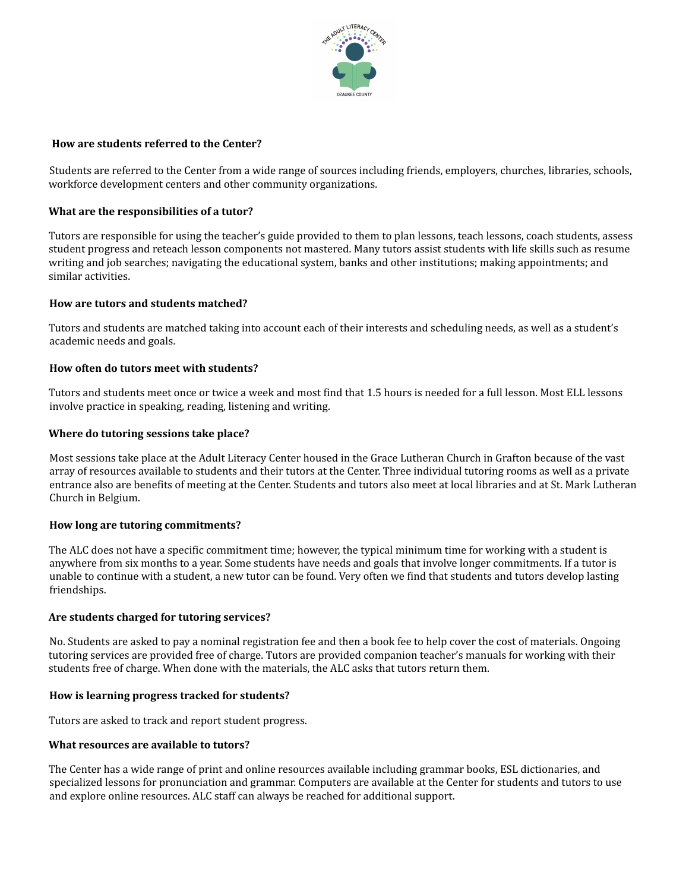**How are students referred to the Center?**

Students are referred to the Center from a wide range of sources including friends, employers, churches, libraries, schools, workforce development centers and other community organizations.

**What are the responsibilities of a tutor?**

Tutors are responsible for using the teacher's guide provided to them to plan lessons, teach lessons, coach students, assess student progress and reteach lesson components not mastered. Many tutors assist students with life skills such as resume writing and job searches; navigating the educational system, banks and other institutions; making appointments; and similar activities.

**How are tutors and students matched?**

Tutors and students are matched taking into account each of their interests and scheduling needs, as well as a student's academic needs and goals.

**How often do tutors meet with students?**

Tutors and students meet once or twice a week and most find that 1.5 hours is needed for a full lesson. Most ELL lessons involve practice in speaking, reading, listening and writing.

**Where do tutoring sessions take place?**

Most sessions take place at the Adult Literacy Center housed in the Grace Lutheran Church in Grafton because of the vast array of resources available to students and their tutors at the Center. Three individual tutoring rooms as well as a private entrance also are benefits of meeting at the Center. Students and tutors also meet at local libraries and at St. Mark Lutheran Church in Belgium.

**How long are tutoring commitments?**

The ALC does not have a specific commitment time; however, the typical minimum time for working with a student is anywhere from six months to a year. Some students have needs and goals that involve longer commitments. If a tutor is unable to continue with a student, a new tutor can be found. Very often we find that students and tutors develop lasting friendships.

**Are students charged for tutoring services?**

No. Students are asked to pay a nominal registration fee and then a book fee to help cover the cost of materials. Ongoing tutoring services are provided free of charge. Tutors are provided companion teacher's manuals for working with their students free of charge. When done with the materials, the ALC asks that tutors return them.

**How is learning progress tracked for students?**

Tutors are asked to track and report student progress.

**What resources are available to tutors?**

The Center has a wide range of print and online resources available including grammar books, ESL dictionaries, and specialized lessons for pronunciation and grammar. Computers are available at the Center for students and tutors to use and explore online resources. ALC staff can always be reached for additional support.